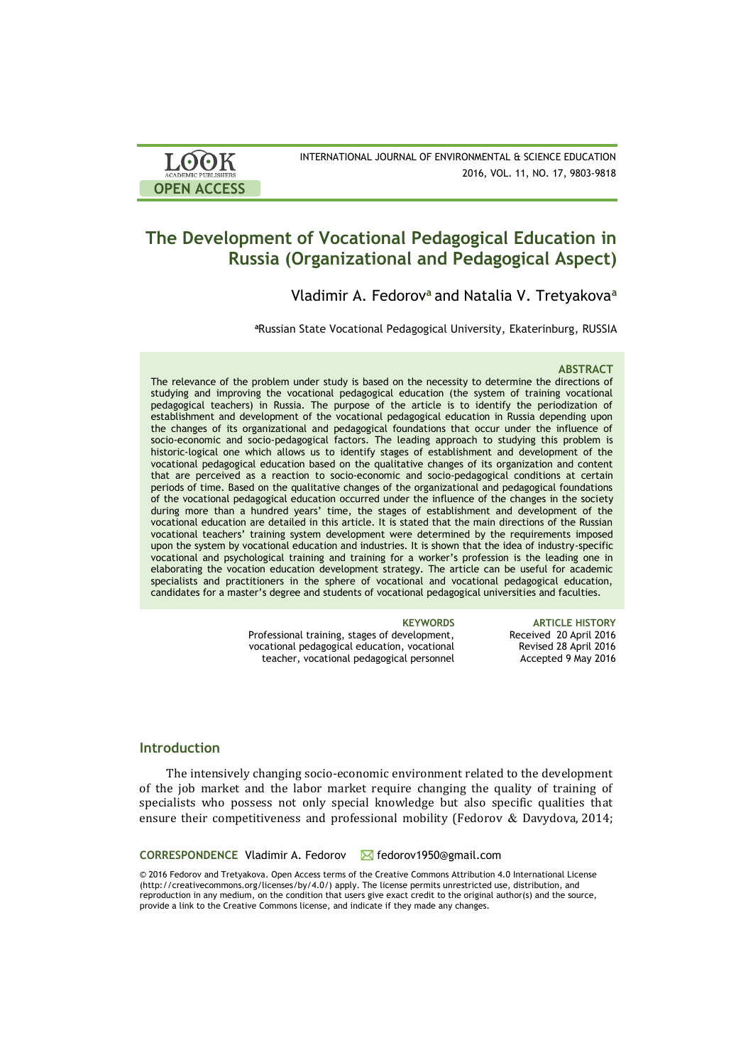LOOK ACADEMIC PUBLISHERS

OPEN ACCESS

INTERNATIONAL JOURNAL OF ENVIRONMENTAL & SCIENCE EDUCATION
2016, VOL. 11, NO. 17, 9803-9818

# The Development of Vocational Pedagogical Education in Russia (Organizational and Pedagogical Aspect)

Vladimir A. Fedorov[a] and Natalia V. Tretyakova[a]

[a]Russian State Vocational Pedagogical University, Ekaterinburg, RUSSIA

### ABSTRACT

The relevance of the problem under study is based on the necessity to determine the directions of studying and improving the vocational pedagogical education (the system of training vocational pedagogical teachers) in Russia. The purpose of the article is to identify the periodization of establishment and development of the vocational pedagogical education in Russia depending upon the changes of its organizational and pedagogical foundations that occur under the influence of socio-economic and socio-pedagogical factors. The leading approach to studying this problem is historic-logical one which allows us to identify stages of establishment and development of the vocational pedagogical education based on the qualitative changes of its organization and content that are perceived as a reaction to socio-economic and socio-pedagogical conditions at certain periods of time. Based on the qualitative changes of the organizational and pedagogical foundations of the vocational pedagogical education occurred under the influence of the changes in the society during more than a hundred years' time, the stages of establishment and development of the vocational education are detailed in this article. It is stated that the main directions of the Russian vocational teachers' training system development were determined by the requirements imposed upon the system by vocational education and industries. It is shown that the idea of industry-specific vocational and psychological training and training for a worker's profession is the leading one in elaborating the vocation education development strategy. The article can be useful for academic specialists and practitioners in the sphere of vocational and vocational pedagogical education, candidates for a master's degree and students of vocational pedagogical universities and faculties.

**KEYWORDS**
Professional training, stages of development, vocational pedagogical education, vocational teacher, vocational pedagogical personnel

**ARTICLE HISTORY**
Received 20 April 2016
Revised 28 April 2016
Accepted 9 May 2016

## Introduction

The intensively changing socio-economic environment related to the development of the job market and the labor market require changing the quality of training of specialists who possess not only special knowledge but also specific qualities that ensure their competitiveness and professional mobility (Fedorov & Davydova, 2014;

**CORRESPONDENCE** Vladimir A. Fedorov fedorov1950@gmail.com

© 2016 Fedorov and Tretyakova. Open Access terms of the Creative Commons Attribution 4.0 International License (http://creativecommons.org/licenses/by/4.0/) apply. The license permits unrestricted use, distribution, and reproduction in any medium, on the condition that users give exact credit to the original author(s) and the source, provide a link to the Creative Commons license, and indicate if they made any changes.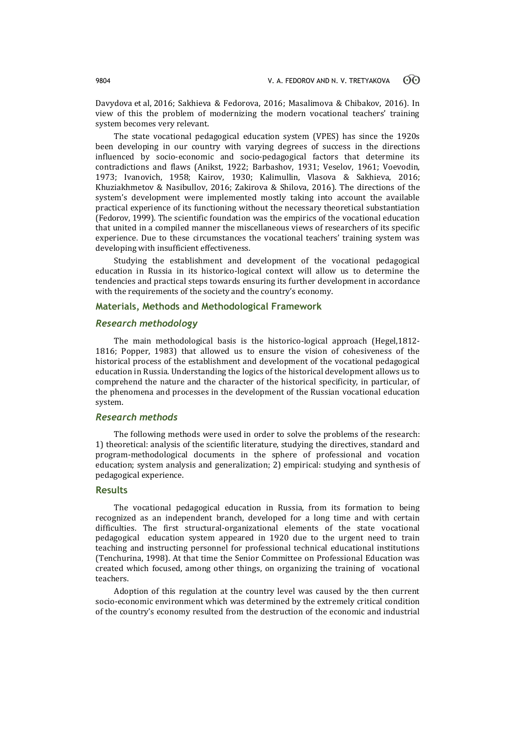Davydova et al, 2016; Sakhieva & Fedorova, 2016; Masalimova & Chibakov, 2016). In view of this the problem of modernizing the modern vocational teachers' training system becomes very relevant.

The state vocational pedagogical education system (VPES) has since the 1920s been developing in our country with varying degrees of success in the directions influenced by socio-economic and socio-pedagogical factors that determine its contradictions and flaws (Anikst, 1922; Barbashov, 1931; Veselov, 1961; Voevodin, 1973; Ivanovich, 1958; Kairov, 1930; Kalimullin, Vlasova & Sakhieva, 2016; Khuziakhmetov & Nasibullov, 2016; Zakirova & Shilova, 2016). The directions of the system's development were implemented mostly taking into account the available practical experience of its functioning without the necessary theoretical substantiation (Fedorov, 1999). The scientific foundation was the empirics of the vocational education that united in a compiled manner the miscellaneous views of researchers of its specific experience. Due to these circumstances the vocational teachers' training system was developing with insufficient effectiveness.

Studying the establishment and development of the vocational pedagogical education in Russia in its historico-logical context will allow us to determine the tendencies and practical steps towards ensuring its further development in accordance with the requirements of the society and the country's economy.

## Materials, Methods and Methodological Framework

### *Research methodology*

The main methodological basis is the historico-logical approach (Hegel,1812-1816; Popper, 1983) that allowed us to ensure the vision of cohesiveness of the historical process of the establishment and development of the vocational pedagogical education in Russia. Understanding the logics of the historical development allows us to comprehend the nature and the character of the historical specificity, in particular, of the phenomena and processes in the development of the Russian vocational education system.

### *Research methods*

The following methods were used in order to solve the problems of the research: 1) theoretical: analysis of the scientific literature, studying the directives, standard and program-methodological documents in the sphere of professional and vocation education; system analysis and generalization; 2) empirical: studying and synthesis of pedagogical experience.

## Results

The vocational pedagogical education in Russia, from its formation to being recognized as an independent branch, developed for a long time and with certain difficulties. The first structural-organizational elements of the state vocational pedagogical education system appeared in 1920 due to the urgent need to train teaching and instructing personnel for professional technical educational institutions (Tenchurina, 1998). At that time the Senior Committee on Professional Education was created which focused, among other things, on organizing the training of vocational teachers.

Adoption of this regulation at the country level was caused by the then current socio-economic environment which was determined by the extremely critical condition of the country's economy resulted from the destruction of the economic and industrial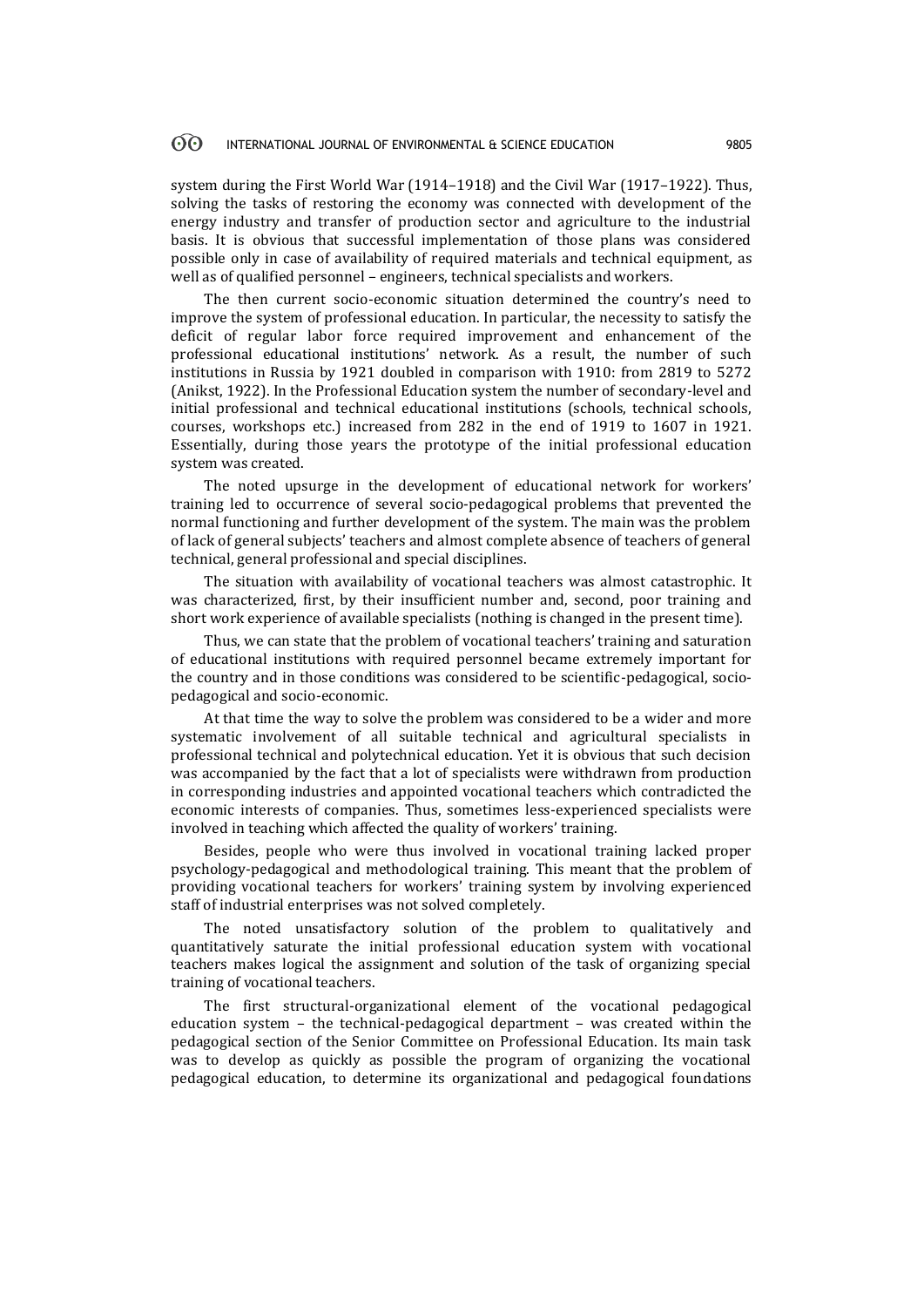system during the First World War (1914–1918) and the Civil War (1917–1922). Thus, solving the tasks of restoring the economy was connected with development of the energy industry and transfer of production sector and agriculture to the industrial basis. It is obvious that successful implementation of those plans was considered possible only in case of availability of required materials and technical equipment, as well as of qualified personnel – engineers, technical specialists and workers.

The then current socio-economic situation determined the country's need to improve the system of professional education. In particular, the necessity to satisfy the deficit of regular labor force required improvement and enhancement of the professional educational institutions' network. As a result, the number of such institutions in Russia by 1921 doubled in comparison with 1910: from 2819 to 5272 (Anikst, 1922). In the Professional Education system the number of secondary-level and initial professional and technical educational institutions (schools, technical schools, courses, workshops etc.) increased from 282 in the end of 1919 to 1607 in 1921. Essentially, during those years the prototype of the initial professional education system was created.

The noted upsurge in the development of educational network for workers' training led to occurrence of several socio-pedagogical problems that prevented the normal functioning and further development of the system. The main was the problem of lack of general subjects' teachers and almost complete absence of teachers of general technical, general professional and special disciplines.

The situation with availability of vocational teachers was almost catastrophic. It was characterized, first, by their insufficient number and, second, poor training and short work experience of available specialists (nothing is changed in the present time).

Thus, we can state that the problem of vocational teachers' training and saturation of educational institutions with required personnel became extremely important for the country and in those conditions was considered to be scientific-pedagogical, socio-pedagogical and socio-economic.

At that time the way to solve the problem was considered to be a wider and more systematic involvement of all suitable technical and agricultural specialists in professional technical and polytechnical education. Yet it is obvious that such decision was accompanied by the fact that a lot of specialists were withdrawn from production in corresponding industries and appointed vocational teachers which contradicted the economic interests of companies. Thus, sometimes less-experienced specialists were involved in teaching which affected the quality of workers' training.

Besides, people who were thus involved in vocational training lacked proper psychology-pedagogical and methodological training. This meant that the problem of providing vocational teachers for workers' training system by involving experienced staff of industrial enterprises was not solved completely.

The noted unsatisfactory solution of the problem to qualitatively and quantitatively saturate the initial professional education system with vocational teachers makes logical the assignment and solution of the task of organizing special training of vocational teachers.

The first structural-organizational element of the vocational pedagogical education system – the technical-pedagogical department – was created within the pedagogical section of the Senior Committee on Professional Education. Its main task was to develop as quickly as possible the program of organizing the vocational pedagogical education, to determine its organizational and pedagogical foundations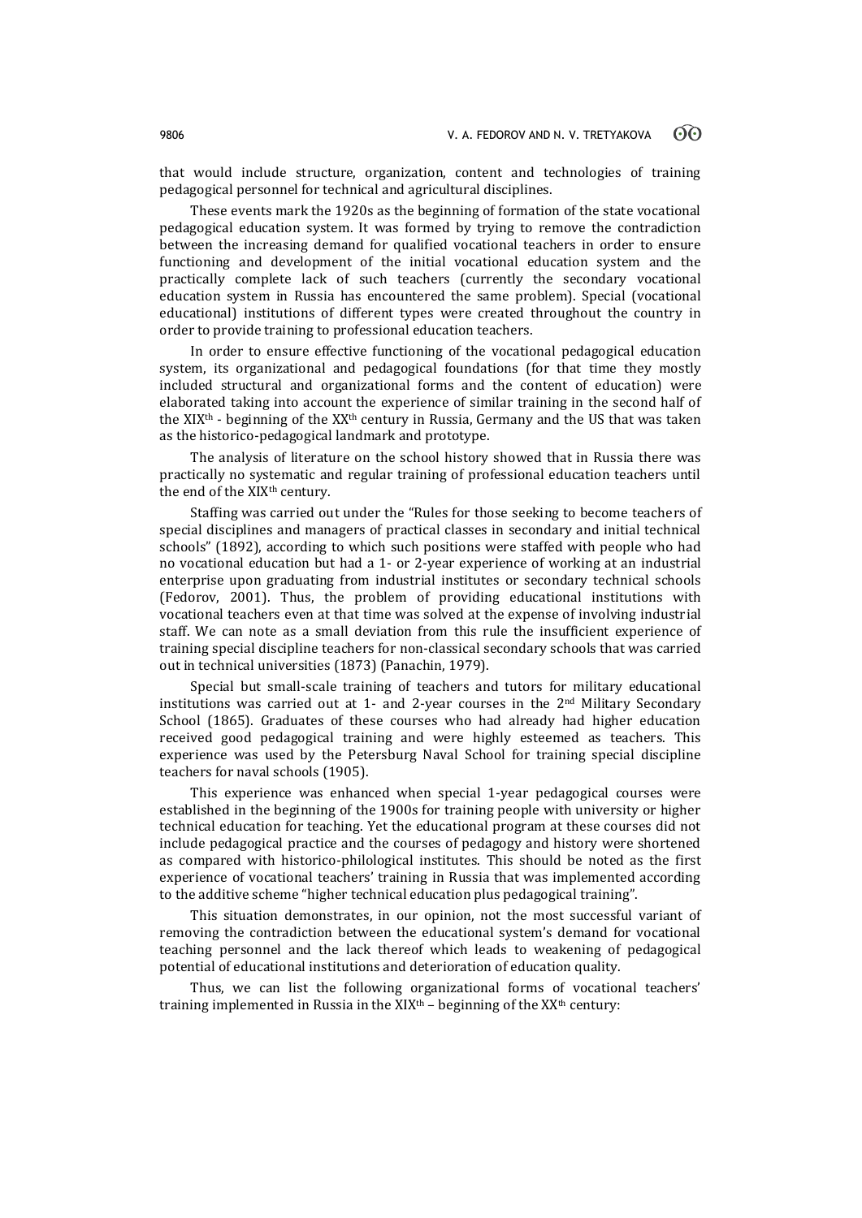that would include structure, organization, content and technologies of training pedagogical personnel for technical and agricultural disciplines.

These events mark the 1920s as the beginning of formation of the state vocational pedagogical education system. It was formed by trying to remove the contradiction between the increasing demand for qualified vocational teachers in order to ensure functioning and development of the initial vocational education system and the practically complete lack of such teachers (currently the secondary vocational education system in Russia has encountered the same problem). Special (vocational educational) institutions of different types were created throughout the country in order to provide training to professional education teachers.

In order to ensure effective functioning of the vocational pedagogical education system, its organizational and pedagogical foundations (for that time they mostly included structural and organizational forms and the content of education) were elaborated taking into account the experience of similar training in the second half of the XIX[th] - beginning of the XX[th] century in Russia, Germany and the US that was taken as the historico-pedagogical landmark and prototype.

The analysis of literature on the school history showed that in Russia there was practically no systematic and regular training of professional education teachers until the end of the XIX[th] century.

Staffing was carried out under the "Rules for those seeking to become teachers of special disciplines and managers of practical classes in secondary and initial technical schools" (1892), according to which such positions were staffed with people who had no vocational education but had a 1- or 2-year experience of working at an industrial enterprise upon graduating from industrial institutes or secondary technical schools (Fedorov, 2001). Thus, the problem of providing educational institutions with vocational teachers even at that time was solved at the expense of involving industrial staff. We can note as a small deviation from this rule the insufficient experience of training special discipline teachers for non-classical secondary schools that was carried out in technical universities (1873) (Panachin, 1979).

Special but small-scale training of teachers and tutors for military educational institutions was carried out at 1- and 2-year courses in the 2[nd] Military Secondary School (1865). Graduates of these courses who had already had higher education received good pedagogical training and were highly esteemed as teachers. This experience was used by the Petersburg Naval School for training special discipline teachers for naval schools (1905).

This experience was enhanced when special 1-year pedagogical courses were established in the beginning of the 1900s for training people with university or higher technical education for teaching. Yet the educational program at these courses did not include pedagogical practice and the courses of pedagogy and history were shortened as compared with historico-philological institutes. This should be noted as the first experience of vocational teachers' training in Russia that was implemented according to the additive scheme "higher technical education plus pedagogical training".

This situation demonstrates, in our opinion, not the most successful variant of removing the contradiction between the educational system's demand for vocational teaching personnel and the lack thereof which leads to weakening of pedagogical potential of educational institutions and deterioration of education quality.

Thus, we can list the following organizational forms of vocational teachers' training implemented in Russia in the XIX[th] – beginning of the XX[th] century: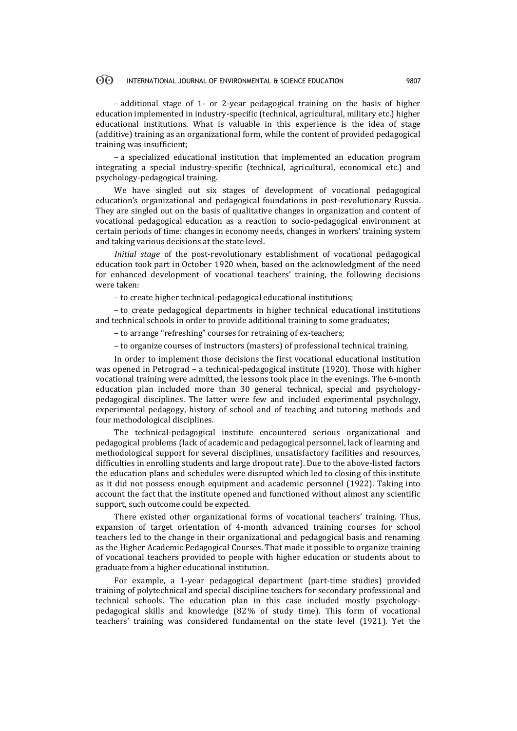– additional stage of 1- or 2-year pedagogical training on the basis of higher education implemented in industry-specific (technical, agricultural, military etc.) higher educational institutions. What is valuable in this experience is the idea of stage (additive) training as an organizational form, while the content of provided pedagogical training was insufficient;

– a specialized educational institution that implemented an education program integrating a special industry-specific (technical, agricultural, economical etc.) and psychology-pedagogical training.

We have singled out six stages of development of vocational pedagogical education's organizational and pedagogical foundations in post-revolutionary Russia. They are singled out on the basis of qualitative changes in organization and content of vocational pedagogical education as a reaction to socio-pedagogical environment at certain periods of time: changes in economy needs, changes in workers' training system and taking various decisions at the state level.

*Initial stage* of the post-revolutionary establishment of vocational pedagogical education took part in October 1920 when, based on the acknowledgment of the need for enhanced development of vocational teachers' training, the following decisions were taken:

– to create higher technical-pedagogical educational institutions;

– to create pedagogical departments in higher technical educational institutions and technical schools in order to provide additional training to some graduates;

– to arrange "refreshing" courses for retraining of ex-teachers;

– to organize courses of instructors (masters) of professional technical training.

In order to implement those decisions the first vocational educational institution was opened in Petrograd – a technical-pedagogical institute (1920). Those with higher vocational training were admitted, the lessons took place in the evenings. The 6-month education plan included more than 30 general technical, special and psychology-pedagogical disciplines. The latter were few and included experimental psychology, experimental pedagogy, history of school and of teaching and tutoring methods and four methodological disciplines.

The technical-pedagogical institute encountered serious organizational and pedagogical problems (lack of academic and pedagogical personnel, lack of learning and methodological support for several disciplines, unsatisfactory facilities and resources, difficulties in enrolling students and large dropout rate). Due to the above-listed factors the education plans and schedules were disrupted which led to closing of this institute as it did not possess enough equipment and academic personnel (1922). Taking into account the fact that the institute opened and functioned without almost any scientific support, such outcome could be expected.

There existed other organizational forms of vocational teachers' training. Thus, expansion of target orientation of 4-month advanced training courses for school teachers led to the change in their organizational and pedagogical basis and renaming as the Higher Academic Pedagogical Courses. That made it possible to organize training of vocational teachers provided to people with higher education or students about to graduate from a higher educational institution.

For example, a 1-year pedagogical department (part-time studies) provided training of polytechnical and special discipline teachers for secondary professional and technical schools. The education plan in this case included mostly psychology-pedagogical skills and knowledge (82% of study time). This form of vocational teachers' training was considered fundamental on the state level (1921). Yet the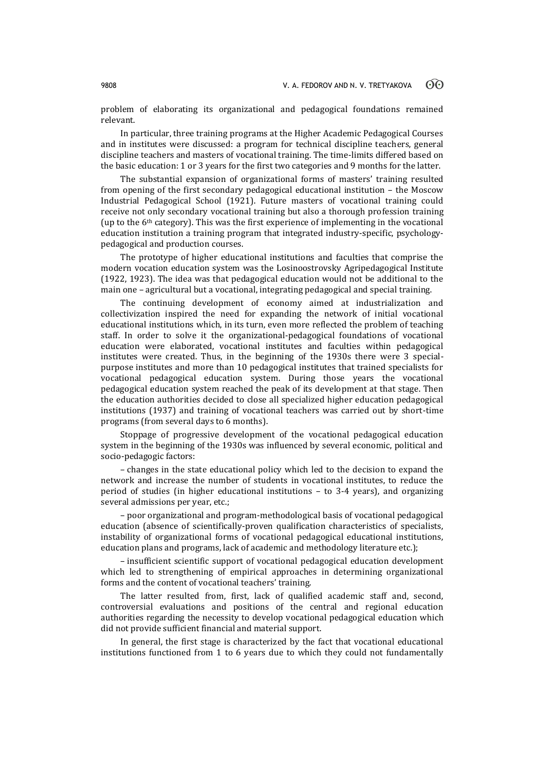problem of elaborating its organizational and pedagogical foundations remained relevant.

In particular, three training programs at the Higher Academic Pedagogical Courses and in institutes were discussed: a program for technical discipline teachers, general discipline teachers and masters of vocational training. The time-limits differed based on the basic education: 1 or 3 years for the first two categories and 9 months for the latter.

The substantial expansion of organizational forms of masters' training resulted from opening of the first secondary pedagogical educational institution – the Moscow Industrial Pedagogical School (1921). Future masters of vocational training could receive not only secondary vocational training but also a thorough profession training (up to the 6th category). This was the first experience of implementing in the vocational education institution a training program that integrated industry-specific, psychology-pedagogical and production courses.

The prototype of higher educational institutions and faculties that comprise the modern vocation education system was the Losinoostrovsky Agripedagogical Institute (1922, 1923). The idea was that pedagogical education would not be additional to the main one – agricultural but a vocational, integrating pedagogical and special training.

The continuing development of economy aimed at industrialization and collectivization inspired the need for expanding the network of initial vocational educational institutions which, in its turn, even more reflected the problem of teaching staff. In order to solve it the organizational-pedagogical foundations of vocational education were elaborated, vocational institutes and faculties within pedagogical institutes were created. Thus, in the beginning of the 1930s there were 3 special-purpose institutes and more than 10 pedagogical institutes that trained specialists for vocational pedagogical education system. During those years the vocational pedagogical education system reached the peak of its development at that stage. Then the education authorities decided to close all specialized higher education pedagogical institutions (1937) and training of vocational teachers was carried out by short-time programs (from several days to 6 months).

Stoppage of progressive development of the vocational pedagogical education system in the beginning of the 1930s was influenced by several economic, political and socio-pedagogic factors:

– changes in the state educational policy which led to the decision to expand the network and increase the number of students in vocational institutes, to reduce the period of studies (in higher educational institutions – to 3-4 years), and organizing several admissions per year, etc.;

– poor organizational and program-methodological basis of vocational pedagogical education (absence of scientifically-proven qualification characteristics of specialists, instability of organizational forms of vocational pedagogical educational institutions, education plans and programs, lack of academic and methodology literature etc.);

– insufficient scientific support of vocational pedagogical education development which led to strengthening of empirical approaches in determining organizational forms and the content of vocational teachers' training.

The latter resulted from, first, lack of qualified academic staff and, second, controversial evaluations and positions of the central and regional education authorities regarding the necessity to develop vocational pedagogical education which did not provide sufficient financial and material support.

In general, the first stage is characterized by the fact that vocational educational institutions functioned from 1 to 6 years due to which they could not fundamentally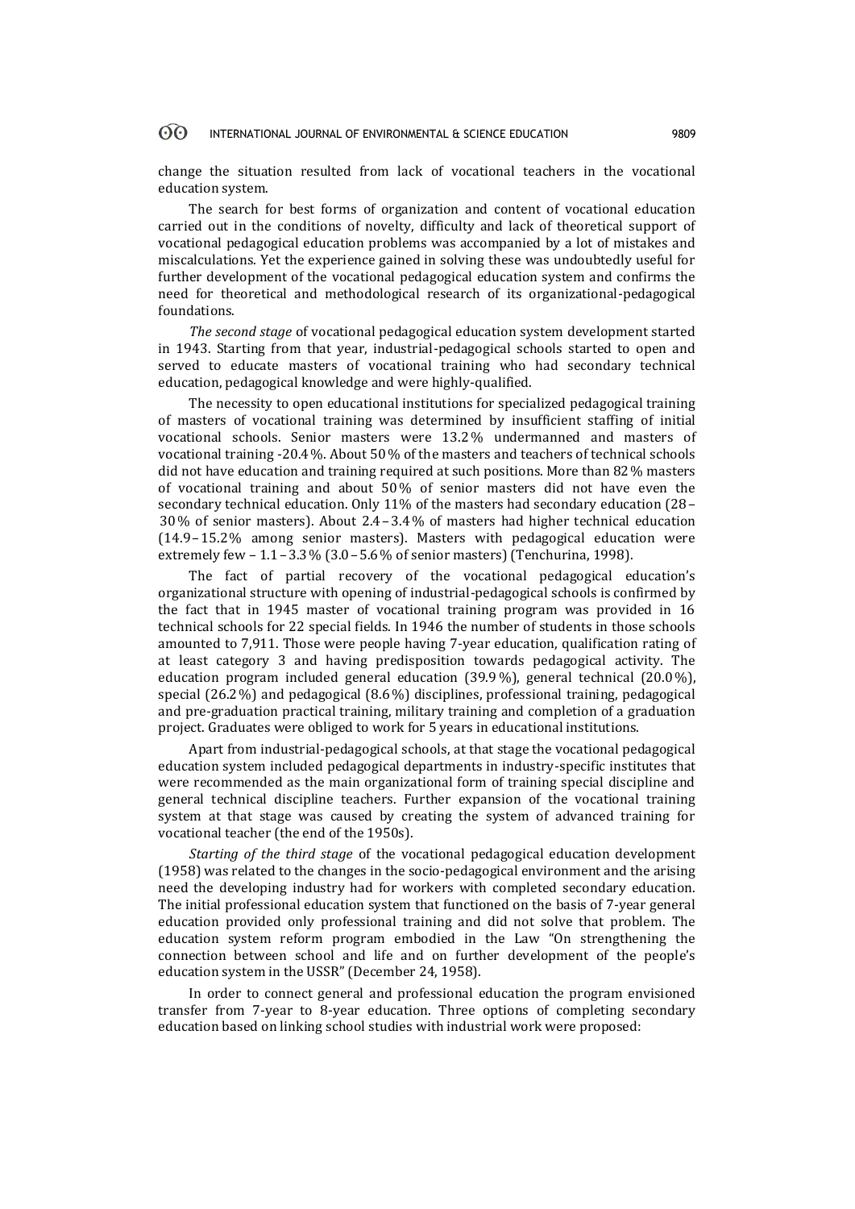change the situation resulted from lack of vocational teachers in the vocational education system.

The search for best forms of organization and content of vocational education carried out in the conditions of novelty, difficulty and lack of theoretical support of vocational pedagogical education problems was accompanied by a lot of mistakes and miscalculations. Yet the experience gained in solving these was undoubtedly useful for further development of the vocational pedagogical education system and confirms the need for theoretical and methodological research of its organizational-pedagogical foundations.

*The second stage* of vocational pedagogical education system development started in 1943. Starting from that year, industrial-pedagogical schools started to open and served to educate masters of vocational training who had secondary technical education, pedagogical knowledge and were highly-qualified.

The necessity to open educational institutions for specialized pedagogical training of masters of vocational training was determined by insufficient staffing of initial vocational schools. Senior masters were 13.2 % undermanned and masters of vocational training -20.4 %. About 50 % of the masters and teachers of technical schools did not have education and training required at such positions. More than 82 % masters of vocational training and about 50 % of senior masters did not have even the secondary technical education. Only 11% of the masters had secondary education (28 – 30 % of senior masters). About 2.4 – 3.4 % of masters had higher technical education (14.9 – 15.2% among senior masters). Masters with pedagogical education were extremely few – 1.1 – 3.3 % (3.0 – 5.6 % of senior masters) (Tenchurina, 1998).

The fact of partial recovery of the vocational pedagogical education's organizational structure with opening of industrial-pedagogical schools is confirmed by the fact that in 1945 master of vocational training program was provided in 16 technical schools for 22 special fields. In 1946 the number of students in those schools amounted to 7,911. Those were people having 7-year education, qualification rating of at least category 3 and having predisposition towards pedagogical activity. The education program included general education (39.9 %), general technical (20.0 %), special (26.2 %) and pedagogical (8.6 %) disciplines, professional training, pedagogical and pre-graduation practical training, military training and completion of a graduation project. Graduates were obliged to work for 5 years in educational institutions.

Apart from industrial-pedagogical schools, at that stage the vocational pedagogical education system included pedagogical departments in industry-specific institutes that were recommended as the main organizational form of training special discipline and general technical discipline teachers. Further expansion of the vocational training system at that stage was caused by creating the system of advanced training for vocational teacher (the end of the 1950s).

*Starting of the third stage* of the vocational pedagogical education development (1958) was related to the changes in the socio-pedagogical environment and the arising need the developing industry had for workers with completed secondary education. The initial professional education system that functioned on the basis of 7-year general education provided only professional training and did not solve that problem. The education system reform program embodied in the Law "On strengthening the connection between school and life and on further development of the people's education system in the USSR" (December 24, 1958).

In order to connect general and professional education the program envisioned transfer from 7-year to 8-year education. Three options of completing secondary education based on linking school studies with industrial work were proposed: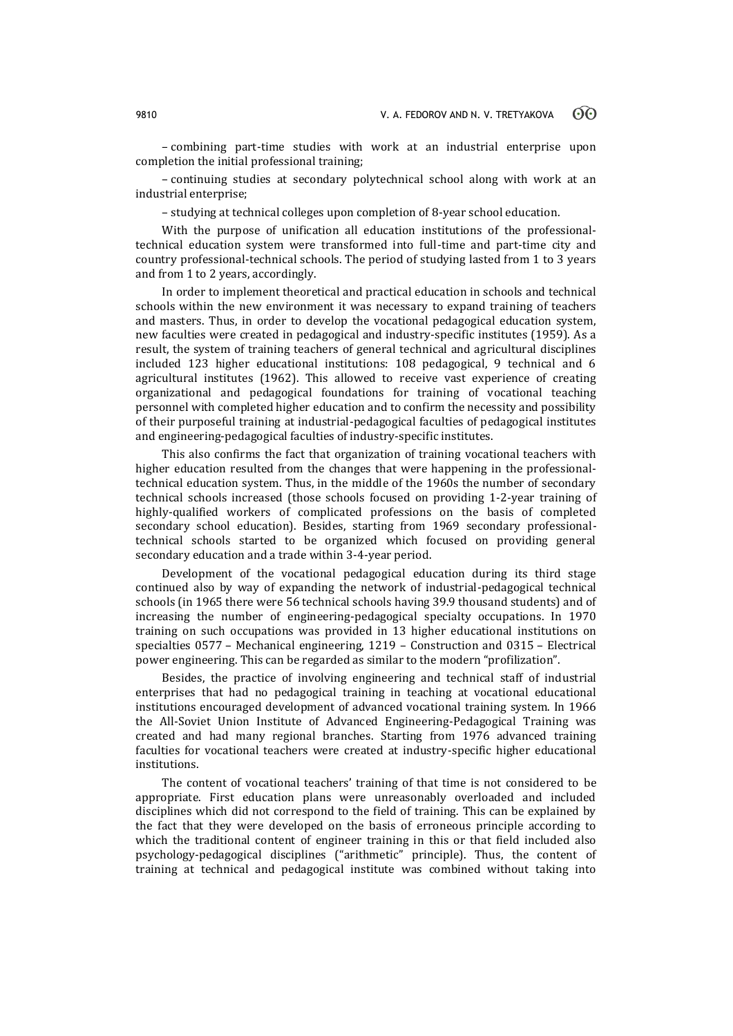– combining part-time studies with work at an industrial enterprise upon completion the initial professional training;

– continuing studies at secondary polytechnical school along with work at an industrial enterprise;

– studying at technical colleges upon completion of 8-year school education.

With the purpose of unification all education institutions of the professional-technical education system were transformed into full-time and part-time city and country professional-technical schools. The period of studying lasted from 1 to 3 years and from 1 to 2 years, accordingly.

In order to implement theoretical and practical education in schools and technical schools within the new environment it was necessary to expand training of teachers and masters. Thus, in order to develop the vocational pedagogical education system, new faculties were created in pedagogical and industry-specific institutes (1959). As a result, the system of training teachers of general technical and agricultural disciplines included 123 higher educational institutions: 108 pedagogical, 9 technical and 6 agricultural institutes (1962). This allowed to receive vast experience of creating organizational and pedagogical foundations for training of vocational teaching personnel with completed higher education and to confirm the necessity and possibility of their purposeful training at industrial-pedagogical faculties of pedagogical institutes and engineering-pedagogical faculties of industry-specific institutes.

This also confirms the fact that organization of training vocational teachers with higher education resulted from the changes that were happening in the professional-technical education system. Thus, in the middle of the 1960s the number of secondary technical schools increased (those schools focused on providing 1-2-year training of highly-qualified workers of complicated professions on the basis of completed secondary school education). Besides, starting from 1969 secondary professional-technical schools started to be organized which focused on providing general secondary education and a trade within 3-4-year period.

Development of the vocational pedagogical education during its third stage continued also by way of expanding the network of industrial-pedagogical technical schools (in 1965 there were 56 technical schools having 39.9 thousand students) and of increasing the number of engineering-pedagogical specialty occupations. In 1970 training on such occupations was provided in 13 higher educational institutions on specialties 0577 – Mechanical engineering, 1219 – Construction and 0315 – Electrical power engineering. This can be regarded as similar to the modern "profilization".

Besides, the practice of involving engineering and technical staff of industrial enterprises that had no pedagogical training in teaching at vocational educational institutions encouraged development of advanced vocational training system. In 1966 the All-Soviet Union Institute of Advanced Engineering-Pedagogical Training was created and had many regional branches. Starting from 1976 advanced training faculties for vocational teachers were created at industry-specific higher educational institutions.

The content of vocational teachers' training of that time is not considered to be appropriate. First education plans were unreasonably overloaded and included disciplines which did not correspond to the field of training. This can be explained by the fact that they were developed on the basis of erroneous principle according to which the traditional content of engineer training in this or that field included also psychology-pedagogical disciplines ("arithmetic" principle). Thus, the content of training at technical and pedagogical institute was combined without taking into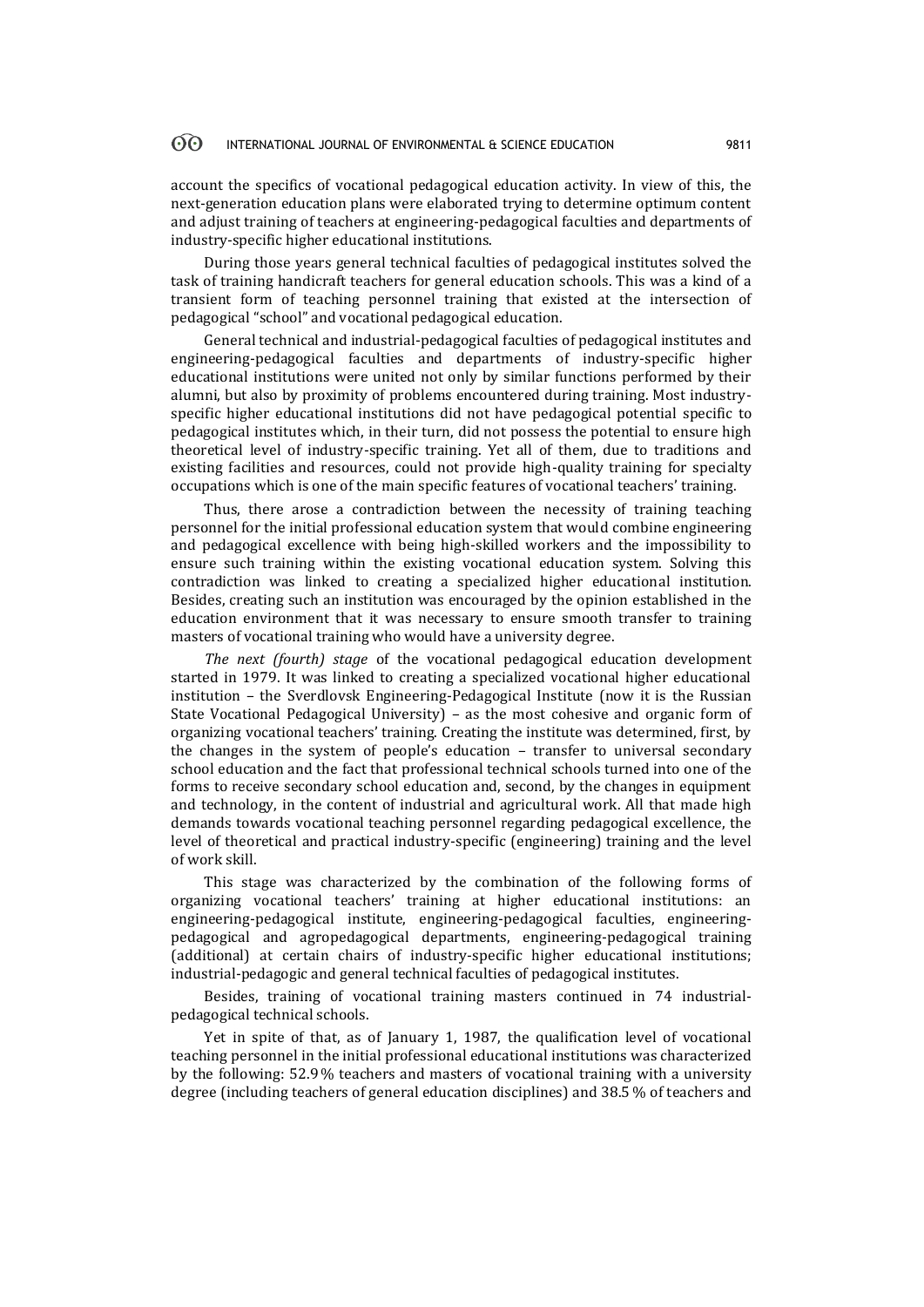account the specifics of vocational pedagogical education activity. In view of this, the next-generation education plans were elaborated trying to determine optimum content and adjust training of teachers at engineering-pedagogical faculties and departments of industry-specific higher educational institutions.

During those years general technical faculties of pedagogical institutes solved the task of training handicraft teachers for general education schools. This was a kind of a transient form of teaching personnel training that existed at the intersection of pedagogical "school" and vocational pedagogical education.

General technical and industrial-pedagogical faculties of pedagogical institutes and engineering-pedagogical faculties and departments of industry-specific higher educational institutions were united not only by similar functions performed by their alumni, but also by proximity of problems encountered during training. Most industry-specific higher educational institutions did not have pedagogical potential specific to pedagogical institutes which, in their turn, did not possess the potential to ensure high theoretical level of industry-specific training. Yet all of them, due to traditions and existing facilities and resources, could not provide high-quality training for specialty occupations which is one of the main specific features of vocational teachers' training.

Thus, there arose a contradiction between the necessity of training teaching personnel for the initial professional education system that would combine engineering and pedagogical excellence with being high-skilled workers and the impossibility to ensure such training within the existing vocational education system. Solving this contradiction was linked to creating a specialized higher educational institution. Besides, creating such an institution was encouraged by the opinion established in the education environment that it was necessary to ensure smooth transfer to training masters of vocational training who would have a university degree.

*The next (fourth) stage* of the vocational pedagogical education development started in 1979. It was linked to creating a specialized vocational higher educational institution – the Sverdlovsk Engineering-Pedagogical Institute (now it is the Russian State Vocational Pedagogical University) – as the most cohesive and organic form of organizing vocational teachers' training. Creating the institute was determined, first, by the changes in the system of people's education – transfer to universal secondary school education and the fact that professional technical schools turned into one of the forms to receive secondary school education and, second, by the changes in equipment and technology, in the content of industrial and agricultural work. All that made high demands towards vocational teaching personnel regarding pedagogical excellence, the level of theoretical and practical industry-specific (engineering) training and the level of work skill.

This stage was characterized by the combination of the following forms of organizing vocational teachers' training at higher educational institutions: an engineering-pedagogical institute, engineering-pedagogical faculties, engineering-pedagogical and agropedagogical departments, engineering-pedagogical training (additional) at certain chairs of industry-specific higher educational institutions; industrial-pedagogic and general technical faculties of pedagogical institutes.

Besides, training of vocational training masters continued in 74 industrial-pedagogical technical schools.

Yet in spite of that, as of January 1, 1987, the qualification level of vocational teaching personnel in the initial professional educational institutions was characterized by the following: 52.9 % teachers and masters of vocational training with a university degree (including teachers of general education disciplines) and 38.5 % of teachers and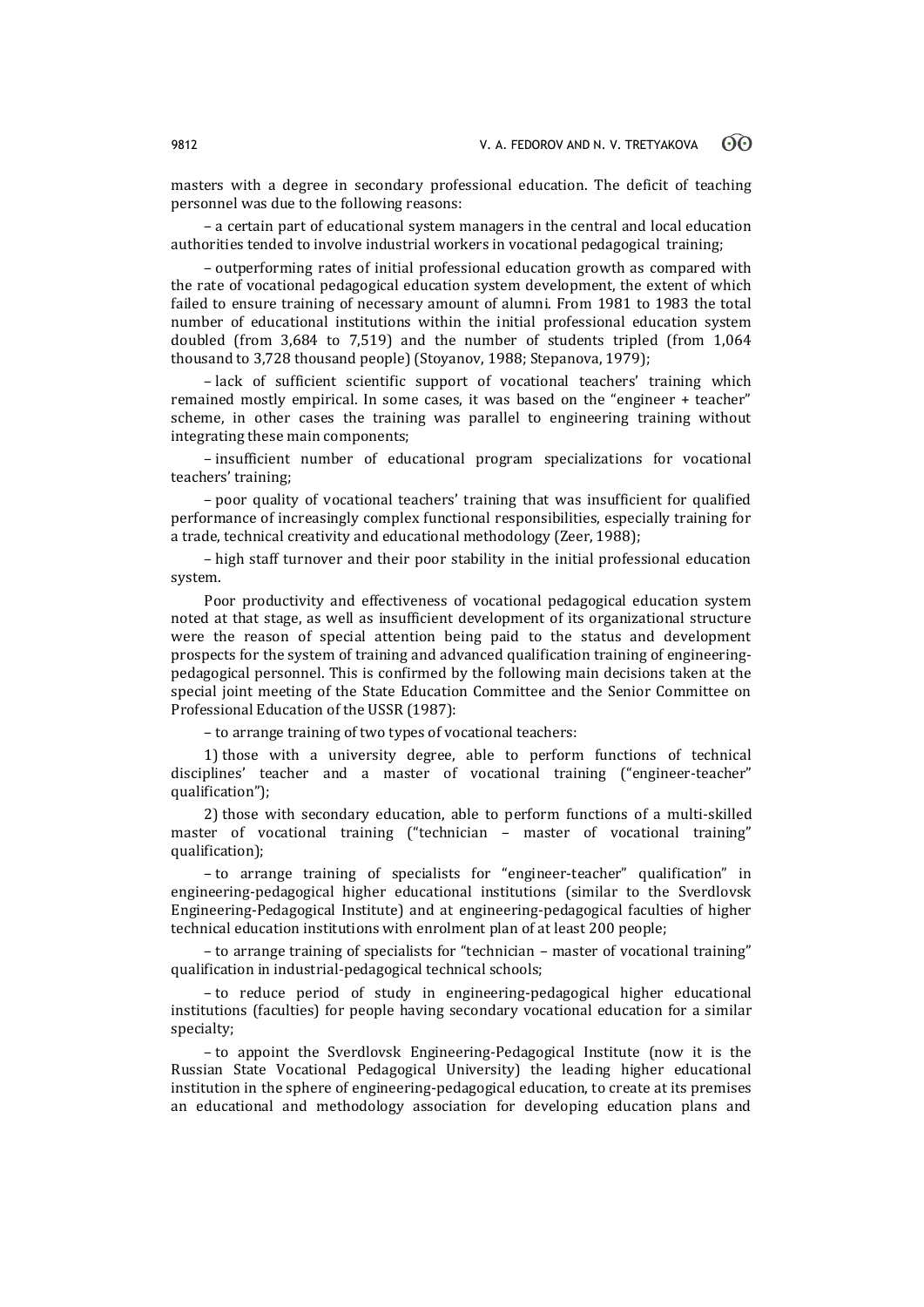masters with a degree in secondary professional education. The deficit of teaching personnel was due to the following reasons:

– a certain part of educational system managers in the central and local education authorities tended to involve industrial workers in vocational pedagogical training;

– outperforming rates of initial professional education growth as compared with the rate of vocational pedagogical education system development, the extent of which failed to ensure training of necessary amount of alumni. From 1981 to 1983 the total number of educational institutions within the initial professional education system doubled (from 3,684 to 7,519) and the number of students tripled (from 1,064 thousand to 3,728 thousand people) (Stoyanov, 1988; Stepanova, 1979);

– lack of sufficient scientific support of vocational teachers' training which remained mostly empirical. In some cases, it was based on the "engineer + teacher" scheme, in other cases the training was parallel to engineering training without integrating these main components;

– insufficient number of educational program specializations for vocational teachers' training;

– poor quality of vocational teachers' training that was insufficient for qualified performance of increasingly complex functional responsibilities, especially training for a trade, technical creativity and educational methodology (Zeer, 1988);

– high staff turnover and their poor stability in the initial professional education system.

Poor productivity and effectiveness of vocational pedagogical education system noted at that stage, as well as insufficient development of its organizational structure were the reason of special attention being paid to the status and development prospects for the system of training and advanced qualification training of engineering-pedagogical personnel. This is confirmed by the following main decisions taken at the special joint meeting of the State Education Committee and the Senior Committee on Professional Education of the USSR (1987):

– to arrange training of two types of vocational teachers:

1) those with a university degree, able to perform functions of technical disciplines' teacher and a master of vocational training ("engineer-teacher" qualification");

2) those with secondary education, able to perform functions of a multi-skilled master of vocational training ("technician – master of vocational training" qualification);

– to arrange training of specialists for "engineer-teacher" qualification" in engineering-pedagogical higher educational institutions (similar to the Sverdlovsk Engineering-Pedagogical Institute) and at engineering-pedagogical faculties of higher technical education institutions with enrolment plan of at least 200 people;

– to arrange training of specialists for "technician – master of vocational training" qualification in industrial-pedagogical technical schools;

– to reduce period of study in engineering-pedagogical higher educational institutions (faculties) for people having secondary vocational education for a similar specialty;

– to appoint the Sverdlovsk Engineering-Pedagogical Institute (now it is the Russian State Vocational Pedagogical University) the leading higher educational institution in the sphere of engineering-pedagogical education, to create at its premises an educational and methodology association for developing education plans and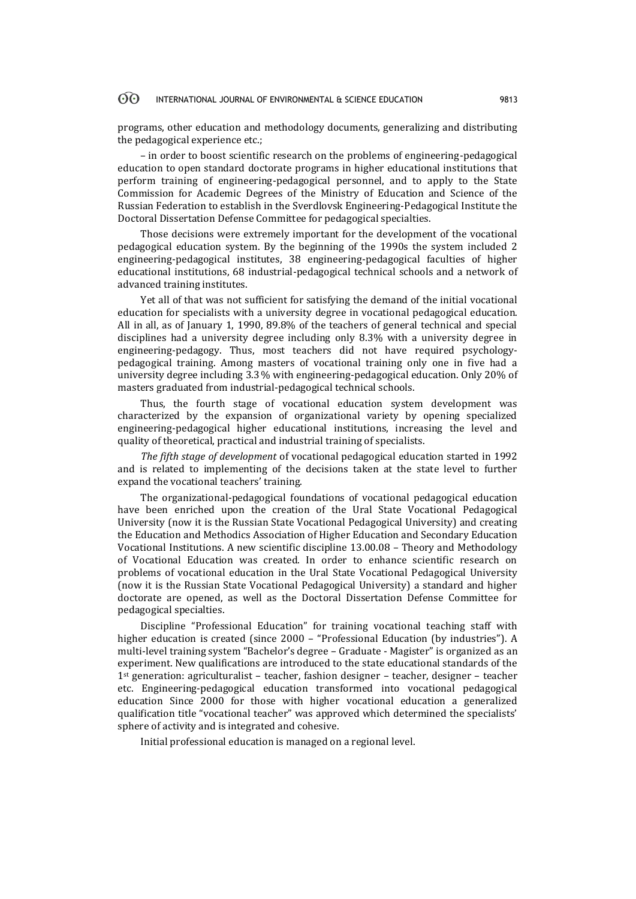programs, other education and methodology documents, generalizing and distributing the pedagogical experience etc.;

– in order to boost scientific research on the problems of engineering-pedagogical education to open standard doctorate programs in higher educational institutions that perform training of engineering-pedagogical personnel, and to apply to the State Commission for Academic Degrees of the Ministry of Education and Science of the Russian Federation to establish in the Sverdlovsk Engineering-Pedagogical Institute the Doctoral Dissertation Defense Committee for pedagogical specialties.

Those decisions were extremely important for the development of the vocational pedagogical education system. By the beginning of the 1990s the system included 2 engineering-pedagogical institutes, 38 engineering-pedagogical faculties of higher educational institutions, 68 industrial-pedagogical technical schools and a network of advanced training institutes.

Yet all of that was not sufficient for satisfying the demand of the initial vocational education for specialists with a university degree in vocational pedagogical education. All in all, as of January 1, 1990, 89.8% of the teachers of general technical and special disciplines had a university degree including only 8.3% with a university degree in engineering-pedagogy. Thus, most teachers did not have required psychology-pedagogical training. Among masters of vocational training only one in five had a university degree including 3.3 % with engineering-pedagogical education. Only 20% of masters graduated from industrial-pedagogical technical schools.

Thus, the fourth stage of vocational education system development was characterized by the expansion of organizational variety by opening specialized engineering-pedagogical higher educational institutions, increasing the level and quality of theoretical, practical and industrial training of specialists.

*The fifth stage of development* of vocational pedagogical education started in 1992 and is related to implementing of the decisions taken at the state level to further expand the vocational teachers' training.

The organizational-pedagogical foundations of vocational pedagogical education have been enriched upon the creation of the Ural State Vocational Pedagogical University (now it is the Russian State Vocational Pedagogical University) and creating the Education and Methodics Association of Higher Education and Secondary Education Vocational Institutions. A new scientific discipline 13.00.08 – Theory and Methodology of Vocational Education was created. In order to enhance scientific research on problems of vocational education in the Ural State Vocational Pedagogical University (now it is the Russian State Vocational Pedagogical University) a standard and higher doctorate are opened, as well as the Doctoral Dissertation Defense Committee for pedagogical specialties.

Discipline "Professional Education" for training vocational teaching staff with higher education is created (since 2000 – "Professional Education (by industries"). A multi-level training system "Bachelor's degree – Graduate - Magister" is organized as an experiment. New qualifications are introduced to the state educational standards of the 1st generation: agriculturalist – teacher, fashion designer – teacher, designer – teacher etc. Engineering-pedagogical education transformed into vocational pedagogical education Since 2000 for those with higher vocational education a generalized qualification title "vocational teacher" was approved which determined the specialists' sphere of activity and is integrated and cohesive.

Initial professional education is managed on a regional level.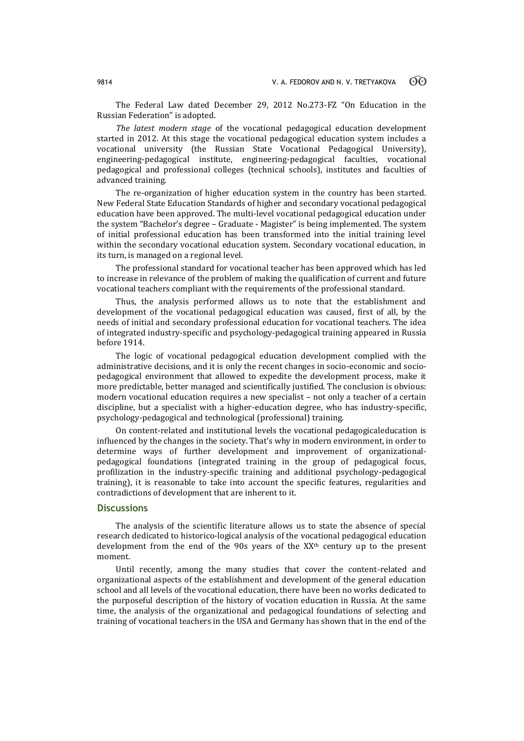The Federal Law dated December 29, 2012 No.273-FZ "On Education in the Russian Federation" is adopted.

*The latest modern stage* of the vocational pedagogical education development started in 2012. At this stage the vocational pedagogical education system includes a vocational university (the Russian State Vocational Pedagogical University), engineering-pedagogical institute, engineering-pedagogical faculties, vocational pedagogical and professional colleges (technical schools), institutes and faculties of advanced training.

The re-organization of higher education system in the country has been started. New Federal State Education Standards of higher and secondary vocational pedagogical education have been approved. The multi-level vocational pedagogical education under the system "Bachelor's degree – Graduate - Magister" is being implemented. The system of initial professional education has been transformed into the initial training level within the secondary vocational education system. Secondary vocational education, in its turn, is managed on a regional level.

The professional standard for vocational teacher has been approved which has led to increase in relevance of the problem of making the qualification of current and future vocational teachers compliant with the requirements of the professional standard.

Thus, the analysis performed allows us to note that the establishment and development of the vocational pedagogical education was caused, first of all, by the needs of initial and secondary professional education for vocational teachers. The idea of integrated industry-specific and psychology-pedagogical training appeared in Russia before 1914.

The logic of vocational pedagogical education development complied with the administrative decisions, and it is only the recent changes in socio-economic and socio-pedagogical environment that allowed to expedite the development process, make it more predictable, better managed and scientifically justified. The conclusion is obvious: modern vocational education requires a new specialist – not only a teacher of a certain discipline, but a specialist with a higher-education degree, who has industry-specific, psychology-pedagogical and technological (professional) training.

On content-related and institutional levels the vocational pedagogicaleducation is influenced by the changes in the society. That's why in modern environment, in order to determine ways of further development and improvement of organizational-pedagogical foundations (integrated training in the group of pedagogical focus, profilization in the industry-specific training and additional psychology-pedagogical training), it is reasonable to take into account the specific features, regularities and contradictions of development that are inherent to it.

## Discussions

The analysis of the scientific literature allows us to state the absence of special research dedicated to historico-logical analysis of the vocational pedagogical education development from the end of the 90s years of the XX[th] century up to the present moment.

Until recently, among the many studies that cover the content-related and organizational aspects of the establishment and development of the general education school and all levels of the vocational education, there have been no works dedicated to the purposeful description of the history of vocation education in Russia. At the same time, the analysis of the organizational and pedagogical foundations of selecting and training of vocational teachers in the USA and Germany has shown that in the end of the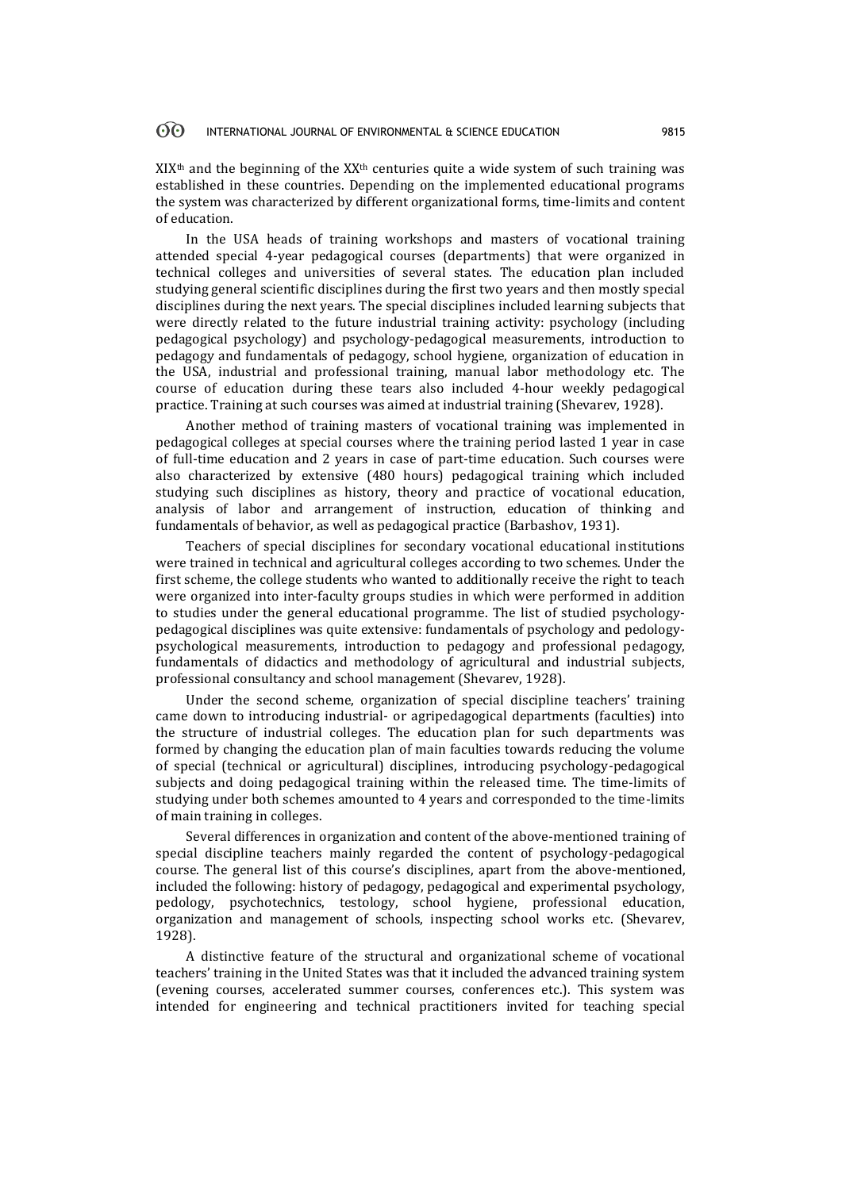XIX$^{th}$ and the beginning of the XX$^{th}$ centuries quite a wide system of such training was established in these countries. Depending on the implemented educational programs the system was characterized by different organizational forms, time-limits and content of education.

In the USA heads of training workshops and masters of vocational training attended special 4-year pedagogical courses (departments) that were organized in technical colleges and universities of several states. The education plan included studying general scientific disciplines during the first two years and then mostly special disciplines during the next years. The special disciplines included learning subjects that were directly related to the future industrial training activity: psychology (including pedagogical psychology) and psychology-pedagogical measurements, introduction to pedagogy and fundamentals of pedagogy, school hygiene, organization of education in the USA, industrial and professional training, manual labor methodology etc. The course of education during these tears also included 4-hour weekly pedagogical practice. Training at such courses was aimed at industrial training (Shevarev, 1928).

Another method of training masters of vocational training was implemented in pedagogical colleges at special courses where the training period lasted 1 year in case of full-time education and 2 years in case of part-time education. Such courses were also characterized by extensive (480 hours) pedagogical training which included studying such disciplines as history, theory and practice of vocational education, analysis of labor and arrangement of instruction, education of thinking and fundamentals of behavior, as well as pedagogical practice (Barbashov, 1931).

Teachers of special disciplines for secondary vocational educational institutions were trained in technical and agricultural colleges according to two schemes. Under the first scheme, the college students who wanted to additionally receive the right to teach were organized into inter-faculty groups studies in which were performed in addition to studies under the general educational programme. The list of studied psychology-pedagogical disciplines was quite extensive: fundamentals of psychology and pedology-psychological measurements, introduction to pedagogy and professional pedagogy, fundamentals of didactics and methodology of agricultural and industrial subjects, professional consultancy and school management (Shevarev, 1928).

Under the second scheme, organization of special discipline teachers' training came down to introducing industrial- or agripedagogical departments (faculties) into the structure of industrial colleges. The education plan for such departments was formed by changing the education plan of main faculties towards reducing the volume of special (technical or agricultural) disciplines, introducing psychology-pedagogical subjects and doing pedagogical training within the released time. The time-limits of studying under both schemes amounted to 4 years and corresponded to the time-limits of main training in colleges.

Several differences in organization and content of the above-mentioned training of special discipline teachers mainly regarded the content of psychology-pedagogical course. The general list of this course's disciplines, apart from the above-mentioned, included the following: history of pedagogy, pedagogical and experimental psychology, pedology, psychotechnics, testology, school hygiene, professional education, organization and management of schools, inspecting school works etc. (Shevarev, 1928).

A distinctive feature of the structural and organizational scheme of vocational teachers' training in the United States was that it included the advanced training system (evening courses, accelerated summer courses, conferences etc.). This system was intended for engineering and technical practitioners invited for teaching special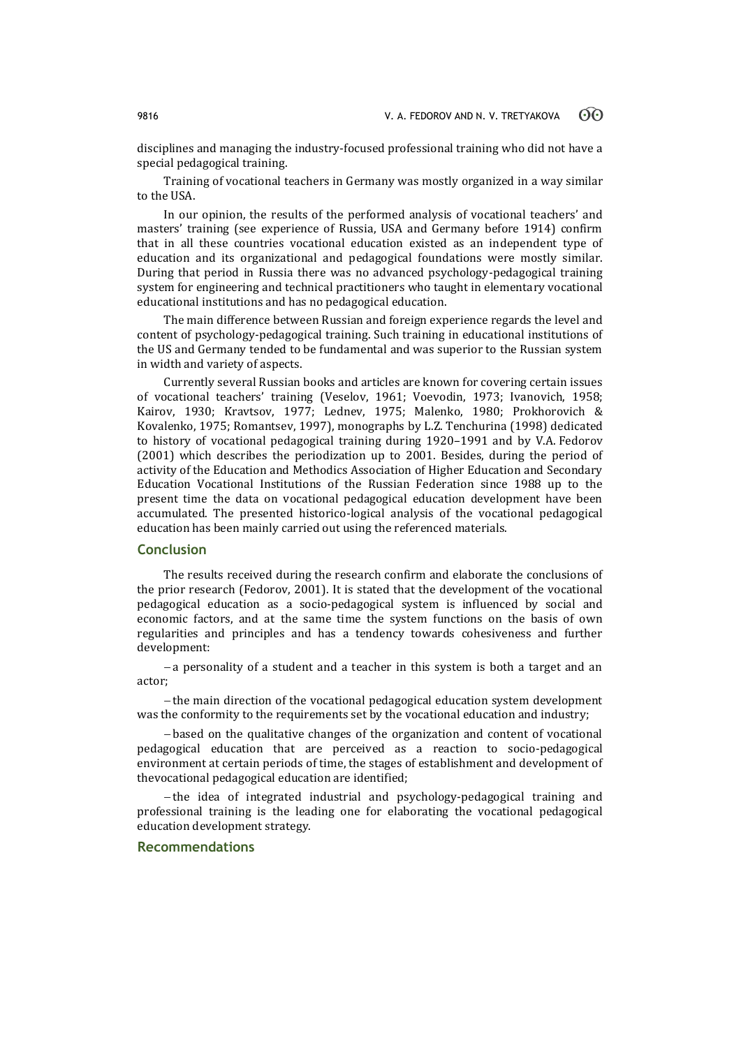disciplines and managing the industry-focused professional training who did not have a special pedagogical training.

Training of vocational teachers in Germany was mostly organized in a way similar to the USA.

In our opinion, the results of the performed analysis of vocational teachers' and masters' training (see experience of Russia, USA and Germany before 1914) confirm that in all these countries vocational education existed as an independent type of education and its organizational and pedagogical foundations were mostly similar. During that period in Russia there was no advanced psychology-pedagogical training system for engineering and technical practitioners who taught in elementary vocational educational institutions and has no pedagogical education.

The main difference between Russian and foreign experience regards the level and content of psychology-pedagogical training. Such training in educational institutions of the US and Germany tended to be fundamental and was superior to the Russian system in width and variety of aspects.

Currently several Russian books and articles are known for covering certain issues of vocational teachers' training (Veselov, 1961; Voevodin, 1973; Ivanovich, 1958; Kairov, 1930; Kravtsov, 1977; Lednev, 1975; Malenko, 1980; Prokhorovich & Kovalenko, 1975; Romantsev, 1997), monographs by L.Z. Tenchurina (1998) dedicated to history of vocational pedagogical training during 1920–1991 and by V.A. Fedorov (2001) which describes the periodization up to 2001. Besides, during the period of activity of the Education and Methodics Association of Higher Education and Secondary Education Vocational Institutions of the Russian Federation since 1988 up to the present time the data on vocational pedagogical education development have been accumulated. The presented historico-logical analysis of the vocational pedagogical education has been mainly carried out using the referenced materials.

## Conclusion

The results received during the research confirm and elaborate the conclusions of the prior research (Fedorov, 2001). It is stated that the development of the vocational pedagogical education as a socio-pedagogical system is influenced by social and economic factors, and at the same time the system functions on the basis of own regularities and principles and has a tendency towards cohesiveness and further development:

– a personality of a student and a teacher in this system is both a target and an actor;

– the main direction of the vocational pedagogical education system development was the conformity to the requirements set by the vocational education and industry;

– based on the qualitative changes of the organization and content of vocational pedagogical education that are perceived as a reaction to socio-pedagogical environment at certain periods of time, the stages of establishment and development of thevocational pedagogical education are identified;

– the idea of integrated industrial and psychology-pedagogical training and professional training is the leading one for elaborating the vocational pedagogical education development strategy.

## Recommendations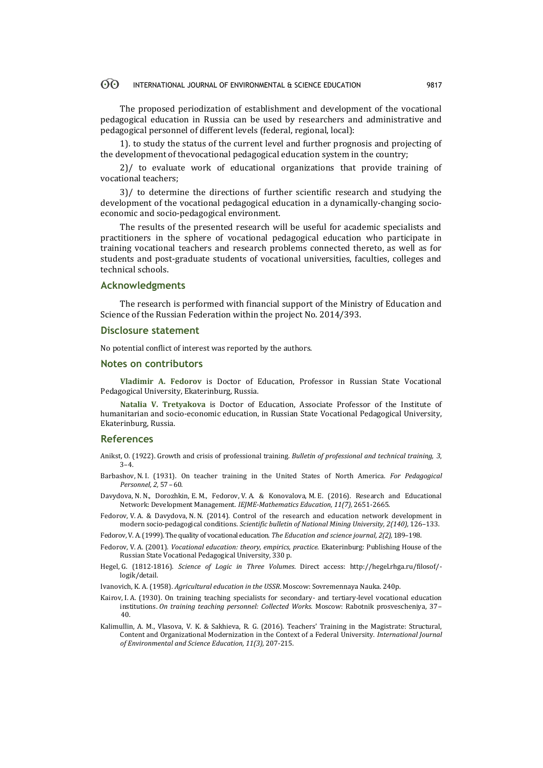The proposed periodization of establishment and development of the vocational pedagogical education in Russia can be used by researchers and administrative and pedagogical personnel of different levels (federal, regional, local):

1). to study the status of the current level and further prognosis and projecting of the development of thevocational pedagogical education system in the country;

2)/ to evaluate work of educational organizations that provide training of vocational teachers;

3)/ to determine the directions of further scientific research and studying the development of the vocational pedagogical education in a dynamically-changing socio-economic and socio-pedagogical environment.

The results of the presented research will be useful for academic specialists and practitioners in the sphere of vocational pedagogical education who participate in training vocational teachers and research problems connected thereto, as well as for students and post-graduate students of vocational universities, faculties, colleges and technical schools.

## Acknowledgments

The research is performed with financial support of the Ministry of Education and Science of the Russian Federation within the project No. 2014/393.

## Disclosure statement

No potential conflict of interest was reported by the authors.

## Notes on contributors

**Vladimir A. Fedorov** is Doctor of Education, Professor in Russian State Vocational Pedagogical University, Ekaterinburg, Russia.

**Natalia V. Tretyakova** is Doctor of Education, Associate Professor of the Institute of humanitarian and socio-economic education, in Russian State Vocational Pedagogical University, Ekaterinburg, Russia.

## References

Anikst, O. (1922). Growth and crisis of professional training. *Bulletin of professional and technical training, 3,* 3–4.

Barbashov, N. I. (1931). On teacher training in the United States of North America. *For Pedagogical Personnel, 2,* 57 – 60.

Davydova, N. N., Dorozhkin, E. M., Fedorov, V. A. & Konovalova, M. E. (2016). Research and Educational Network: Development Management. *IEJME-Mathematics Education, 11(7),* 2651-2665.

Fedorov, V. A. & Davydova, N. N. (2014). Control of the research and education network development in modern socio-pedagogical conditions. *Scientific bulletin of National Mining University, 2(140),* 126–133.

Fedorov, V. A. (1999). The quality of vocational education. *The Education and science journal, 2(2),* 189–198.

Fedorov, V. A. (2001). *Vocational education: theory, empirics, practice.* Ekaterinburg: Publishing House of the Russian State Vocational Pedagogical University, 330 p.

Hegel, G. (1812-1816). *Science of Logic in Three Volumes*. Direct access: http://hegel.rhga.ru/filosof/-logik/detail.

Ivanovich, K. A. (1958). *Agricultural education in the USSR.* Moscow: Sovremennaya Nauka. 240p.

Kairov, I. A. (1930). On training teaching specialists for secondary- and tertiary-level vocational education institutions. *On training teaching personnel: Collected Works.* Moscow: Rabotnik prosvescheniya, 37–40.

Kalimullin, A. M., Vlasova, V. K. & Sakhieva, R. G. (2016). Teachers' Training in the Magistrate: Structural, Content and Organizational Modernization in the Context of a Federal University. *International Journal of Environmental and Science Education, 11(3),* 207-215.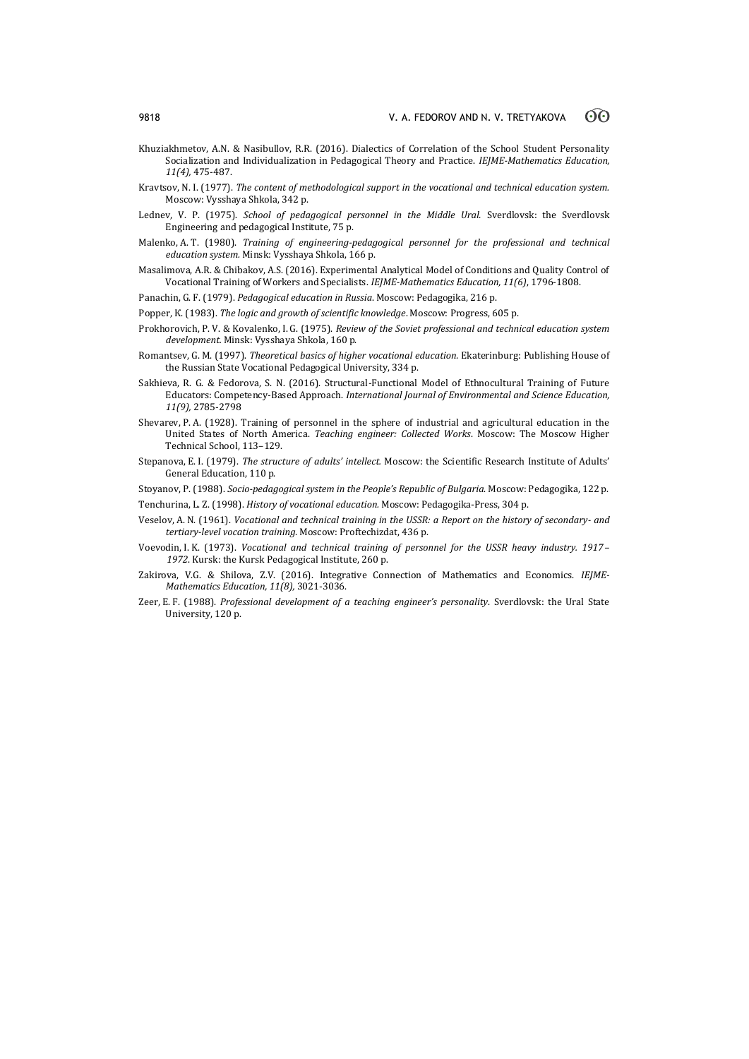Khuziakhmetov, A.N. & Nasibullov, R.R. (2016). Dialectics of Correlation of the School Student Personality Socialization and Individualization in Pedagogical Theory and Practice. *IEJME-Mathematics Education, 11(4),* 475-487.

Kravtsov, N. I. (1977). *The content of methodological support in the vocational and technical education system.* Moscow: Vysshaya Shkola, 342 p.

Lednev, V. P. (1975). *School of pedagogical personnel in the Middle Ural.* Sverdlovsk: the Sverdlovsk Engineering and pedagogical Institute, 75 p.

Malenko, A. T. (1980). *Training of engineering-pedagogical personnel for the professional and technical education system.* Minsk: Vysshaya Shkola, 166 p.

Masalimova, A.R. & Chibakov, A.S. (2016). Experimental Analytical Model of Conditions and Quality Control of Vocational Training of Workers and Specialists. *IEJME-Mathematics Education, 11(6)*, 1796-1808.

Panachin, G. F. (1979). *Pedagogical education in Russia*. Moscow: Pedagogika, 216 p.

Popper, K. (1983). *The logic and growth of scientific knowledge*. Moscow: Progress, 605 p.

Prokhorovich, P. V. & Kovalenko, I. G. (1975). *Review of the Soviet professional and technical education system development.* Minsk: Vysshaya Shkola, 160 p.

Romantsev, G. M. (1997). *Theoretical basics of higher vocational education.* Ekaterinburg: Publishing House of the Russian State Vocational Pedagogical University, 334 p.

Sakhieva, R. G. & Fedorova, S. N. (2016). Structural-Functional Model of Ethnocultural Training of Future Educators: Competency-Based Approach. *International Journal of Environmental and Science Education, 11(9),* 2785-2798

Shevarev, P. A. (1928). Training of personnel in the sphere of industrial and agricultural education in the United States of North America. *Teaching engineer: Collected Works*. Moscow: The Moscow Higher Technical School, 113–129.

Stepanova, E. I. (1979). *The structure of adults' intellect.* Moscow: the Scientific Research Institute of Adults' General Education, 110 p.

Stoyanov, P. (1988). *Socio-pedagogical system in the People's Republic of Bulgaria.* Moscow: Pedagogika, 122 p.

Tenchurina, L. Z. (1998). *History of vocational education.* Moscow: Pedagogika-Press, 304 p.

Veselov, A. N. (1961). *Vocational and technical training in the USSR: a Report on the history of secondary- and tertiary-level vocation training.* Moscow: Proftechizdat, 436 p.

Voevodin, I. K. (1973). *Vocational and technical training of personnel for the USSR heavy industry. 1917–1972.* Kursk: the Kursk Pedagogical Institute, 260 p.

Zakirova, V.G. & Shilova, Z.V. (2016). Integrative Connection of Mathematics and Economics. *IEJME-Mathematics Education, 11(8),* 3021-3036.

Zeer, E. F. (1988). *Professional development of a teaching engineer's personality*. Sverdlovsk: the Ural State University, 120 p.